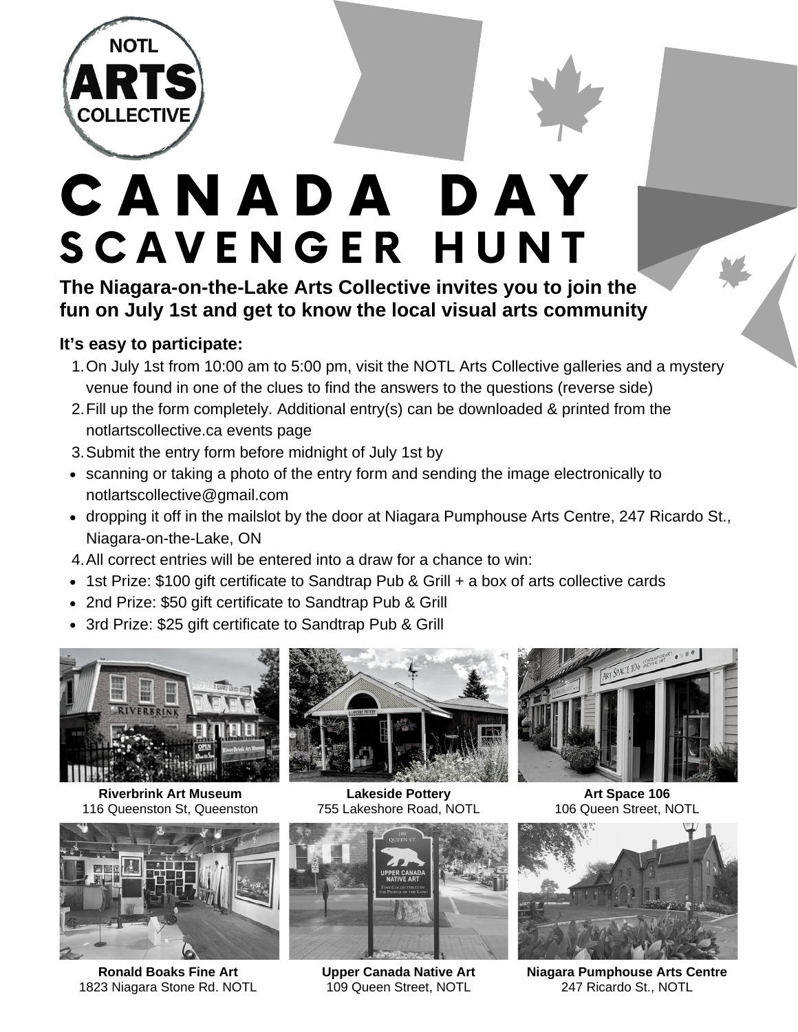NOTL ARTS COLLECTIVE

# CANADA DAY SCAVENGER HUNT

**The Niagara-on-the-Lake Arts Collective invites you to join the fun on July 1st and get to know the local visual arts community**

**It's easy to participate:**

1. On July 1st from 10:00 am to 5:00 pm, visit the NOTL Arts Collective galleries and a mystery venue found in one of the clues to find the answers to the questions (reverse side)
2. Fill up the form completely. Additional entry(s) can be downloaded & printed from the notlartscollective.ca events page
3. Submit the entry form before midnight of July 1st by
   - scanning or taking a photo of the entry form and sending the image electronically to notlartscollective@gmail.com
   - dropping it off in the mailslot by the door at Niagara Pumphouse Arts Centre, 247 Ricardo St., Niagara-on-the-Lake, ON
4. All correct entries will be entered into a draw for a chance to win:
   - 1st Prize: $100 gift certificate to Sandtrap Pub & Grill + a box of arts collective cards
   - 2nd Prize: $50 gift certificate to Sandtrap Pub & Grill
   - 3rd Prize: $25 gift certificate to Sandtrap Pub & Grill

**Riverbrink Art Museum**
116 Queenston St, Queenston

**Lakeside Pottery**
755 Lakeshore Road, NOTL

**Art Space 106**
106 Queen Street, NOTL

**Ronald Boaks Fine Art**
1823 Niagara Stone Rd. NOTL

**Upper Canada Native Art**
109 Queen Street, NOTL

**Niagara Pumphouse Arts Centre**
247 Ricardo St., NOTL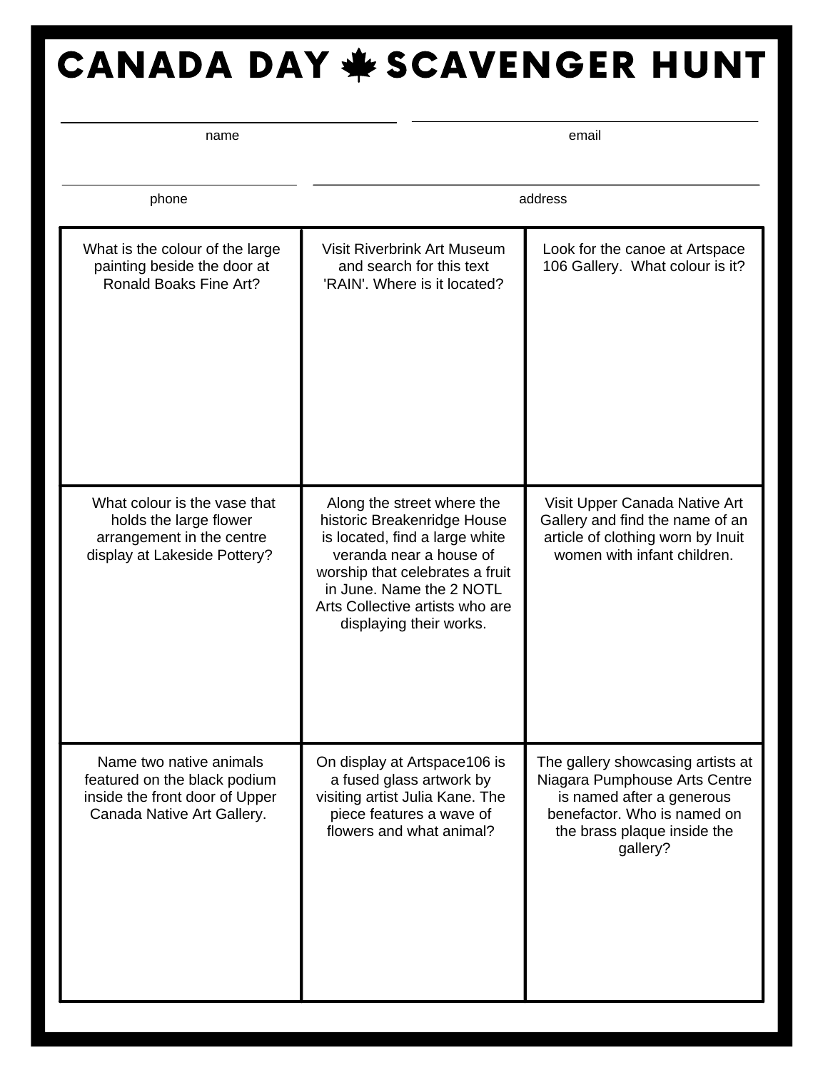# CANADA DAY 🍁 SCAVENGER HUNT

name

email

phone

address

| | | |
|---|---|---|
| What is the colour of the large painting beside the door at Ronald Boaks Fine Art? | Visit Riverbrink Art Museum and search for this text 'RAIN'. Where is it located? | Look for the canoe at Artspace 106 Gallery. What colour is it? |
| What colour is the vase that holds the large flower arrangement in the centre display at Lakeside Pottery? | Along the street where the historic Breakenridge House is located, find a large white veranda near a house of worship that celebrates a fruit in June. Name the 2 NOTL Arts Collective artists who are displaying their works. | Visit Upper Canada Native Art Gallery and find the name of an article of clothing worn by Inuit women with infant children. |
| Name two native animals featured on the black podium inside the front door of Upper Canada Native Art Gallery. | On display at Artspace106 is a fused glass artwork by visiting artist Julia Kane. The piece features a wave of flowers and what animal? | The gallery showcasing artists at Niagara Pumphouse Arts Centre is named after a generous benefactor. Who is named on the brass plaque inside the gallery? |